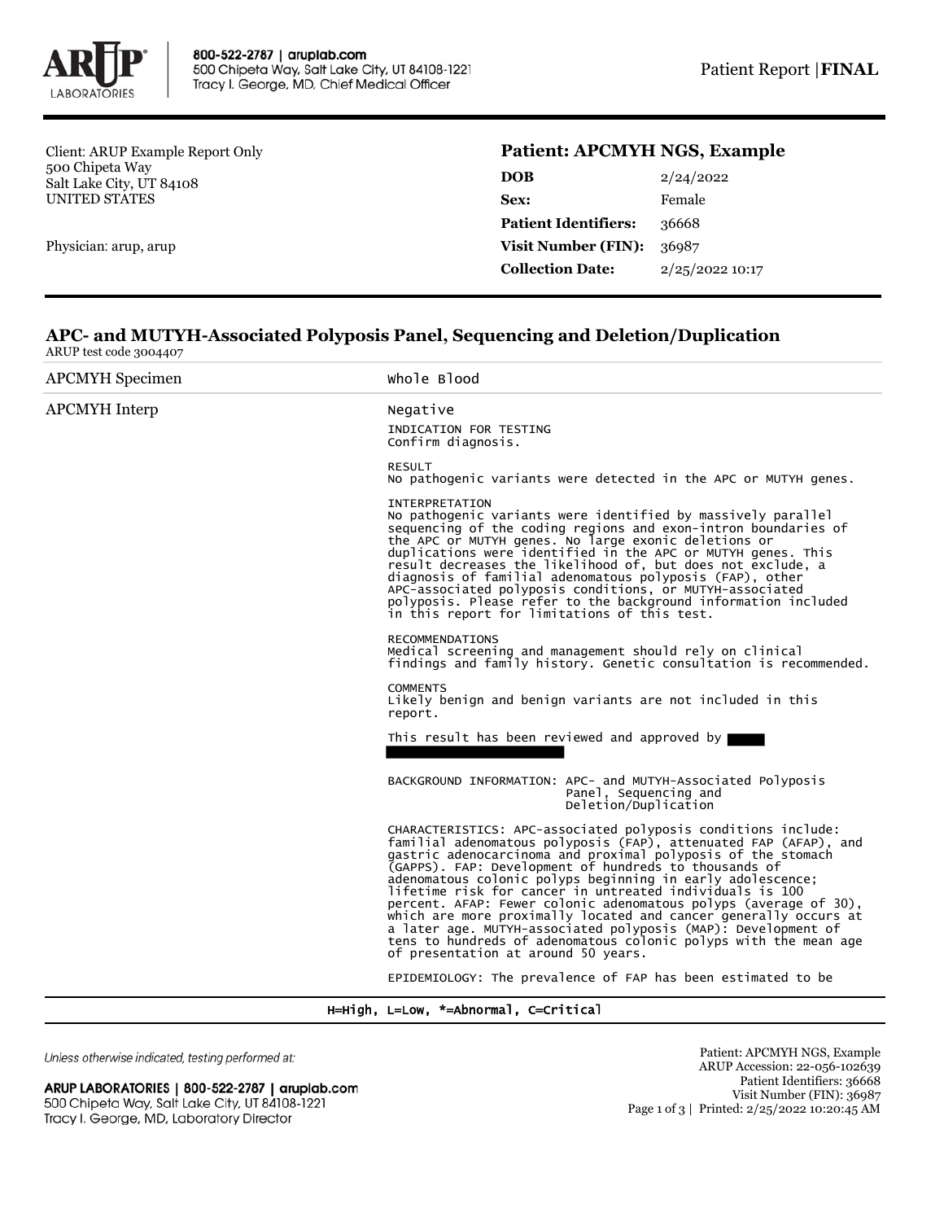800-522-2787 | aruplab.com
500 Chipeta Way, Salt Lake City, UT 84108-1221
Tracy I. George, MD, Chief Medical Officer

Patient Report | **FINAL**

Client: ARUP Example Report Only
500 Chipeta Way
Salt Lake City, UT 84108
UNITED STATES

Physician: arup, arup

## Patient: APCMYH NGS, Example

| | |
|---|---|
| **DOB** | 2/24/2022 |
| **Sex:** | Female |
| **Patient Identifiers:** | 36668 |
| **Visit Number (FIN):** | 36987 |
| **Collection Date:** | 2/25/2022 10:17 |

## APC- and MUTYH-Associated Polyposis Panel, Sequencing and Deletion/Duplication

ARUP test code 3004407

| | |
|---|---|
| APCMYH Specimen | Whole Blood |
| APCMYH Interp | Negative |

INDICATION FOR TESTING
Confirm diagnosis.

RESULT
No pathogenic variants were detected in the APC or MUTYH genes.

INTERPRETATION
No pathogenic variants were identified by massively parallel sequencing of the coding regions and exon-intron boundaries of the APC or MUTYH genes. No large exonic deletions or duplications were identified in the APC or MUTYH genes. This result decreases the likelihood of, but does not exclude, a diagnosis of familial adenomatous polyposis (FAP), other APC-associated polyposis conditions, or MUTYH-associated polyposis. Please refer to the background information included in this report for limitations of this test.

RECOMMENDATIONS
Medical screening and management should rely on clinical findings and family history. Genetic consultation is recommended.

COMMENTS
Likely benign and benign variants are not included in this report.

This result has been reviewed and approved by

BACKGROUND INFORMATION: APC- and MUTYH-Associated Polyposis Panel, Sequencing and Deletion/Duplication

CHARACTERISTICS: APC-associated polyposis conditions include: familial adenomatous polyposis (FAP), attenuated FAP (AFAP), and gastric adenocarcinoma and proximal polyposis of the stomach (GAPPS). FAP: Development of hundreds to thousands of adenomatous colonic polyps beginning in early adolescence; lifetime risk for cancer in untreated individuals is 100 percent. AFAP: Fewer colonic adenomatous polyps (average of 30), which are more proximally located and cancer generally occurs at a later age. MUTYH-associated polyposis (MAP): Development of tens to hundreds of adenomatous colonic polyps with the mean age of presentation at around 50 years.

EPIDEMIOLOGY: The prevalence of FAP has been estimated to be

H=High, L=Low, *=Abnormal, C=Critical

*Unless otherwise indicated, testing performed at:*

**ARUP LABORATORIES | 800-522-2787 | aruplab.com**
500 Chipeta Way, Salt Lake City, UT 84108-1221
Tracy I. George, MD, Laboratory Director

Patient: APCMYH NGS, Example
ARUP Accession: 22-056-102639
Patient Identifiers: 36668
Visit Number (FIN): 36987
Printed: 2/25/2022 10:20:45 AM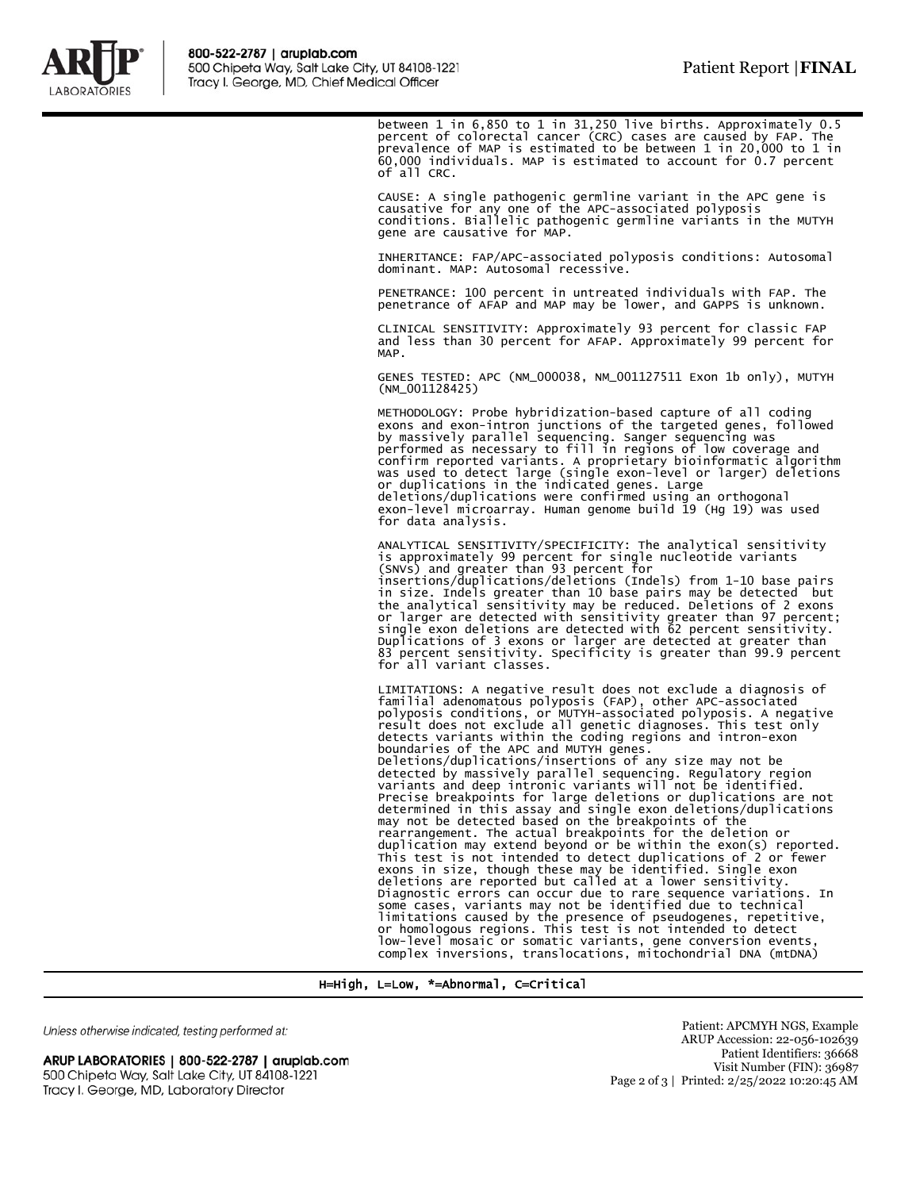between 1 in 6,850 to 1 in 31,250 live births. Approximately 0.5 percent of colorectal cancer (CRC) cases are caused by FAP. The prevalence of MAP is estimated to be between 1 in 20,000 to 1 in 60,000 individuals. MAP is estimated to account for 0.7 percent of all CRC.

CAUSE: A single pathogenic germline variant in the APC gene is causative for any one of the APC-associated polyposis conditions. Biallelic pathogenic germline variants in the MUTYH gene are causative for MAP.

INHERITANCE: FAP/APC-associated polyposis conditions: Autosomal dominant. MAP: Autosomal recessive.

PENETRANCE: 100 percent in untreated individuals with FAP. The penetrance of AFAP and MAP may be lower, and GAPPS is unknown.

CLINICAL SENSITIVITY: Approximately 93 percent for classic FAP and less than 30 percent for AFAP. Approximately 99 percent for MAP.

GENES TESTED: APC (NM_000038, NM_001127511 Exon 1b only), MUTYH (NM_001128425)

METHODOLOGY: Probe hybridization-based capture of all coding exons and exon-intron junctions of the targeted genes, followed by massively parallel sequencing. Sanger sequencing was performed as necessary to fill in regions of low coverage and confirm reported variants. A proprietary bioinformatic algorithm was used to detect large (single exon-level or larger) deletions or duplications in the indicated genes. Large deletions/duplications were confirmed using an orthogonal exon-level microarray. Human genome build 19 (Hg 19) was used for data analysis.

ANALYTICAL SENSITIVITY/SPECIFICITY: The analytical sensitivity is approximately 99 percent for single nucleotide variants (SNVs) and greater than 93 percent for insertions/duplications/deletions (Indels) from 1-10 base pairs in size. Indels greater than 10 base pairs may be detected but the analytical sensitivity may be reduced. Deletions of 2 exons or larger are detected with sensitivity greater than 97 percent; single exon deletions are detected with 62 percent sensitivity. Duplications of 3 exons or larger are detected at greater than 83 percent sensitivity. Specificity is greater than 99.9 percent for all variant classes.

LIMITATIONS: A negative result does not exclude a diagnosis of familial adenomatous polyposis (FAP), other APC-associated polyposis conditions, or MUTYH-associated polyposis. A negative result does not exclude all genetic diagnoses. This test only detects variants within the coding regions and intron-exon boundaries of the APC and MUTYH genes. Deletions/duplications/insertions of any size may not be detected by massively parallel sequencing. Regulatory region variants and deep intronic variants will not be identified. Precise breakpoints for large deletions or duplications are not determined in this assay and single exon deletions/duplications may not be detected based on the breakpoints of the rearrangement. The actual breakpoints for the deletion or duplication may extend beyond or be within the exon(s) reported. This test is not intended to detect duplications of 2 or fewer exons in size, though these may be identified. Single exon deletions are reported but called at a lower sensitivity. Diagnostic errors can occur due to rare sequence variations. In some cases, variants may not be identified due to technical limitations caused by the presence of pseudogenes, repetitive, or homologous regions. This test is not intended to detect low-level mosaic or somatic variants, gene conversion events, complex inversions, translocations, mitochondrial DNA (mtDNA)

H=High, L=Low, *=Abnormal, C=Critical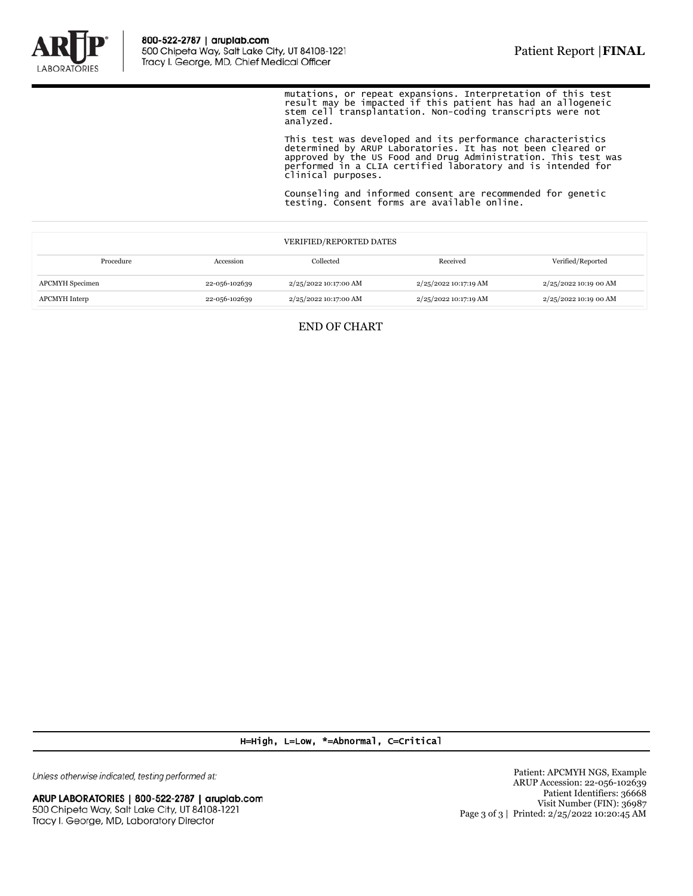mutations, or repeat expansions. Interpretation of this test result may be impacted if this patient has had an allogeneic stem cell transplantation. Non-coding transcripts were not analyzed.

This test was developed and its performance characteristics determined by ARUP Laboratories. It has not been cleared or approved by the US Food and Drug Administration. This test was performed in a CLIA certified laboratory and is intended for clinical purposes.

Counseling and informed consent are recommended for genetic testing. Consent forms are available online.

VERIFIED/REPORTED DATES

| Procedure | Accession | Collected | Received | Verified/Reported |
|---|---|---|---|---|
| APCMYH Specimen | 22-056-102639 | 2/25/2022 10:17:00 AM | 2/25/2022 10:17:19 AM | 2/25/2022 10:19 00 AM |
| APCMYH Interp | 22-056-102639 | 2/25/2022 10:17:00 AM | 2/25/2022 10:17:19 AM | 2/25/2022 10:19 00 AM |

END OF CHART

H=High, L=Low, *=Abnormal, C=Critical